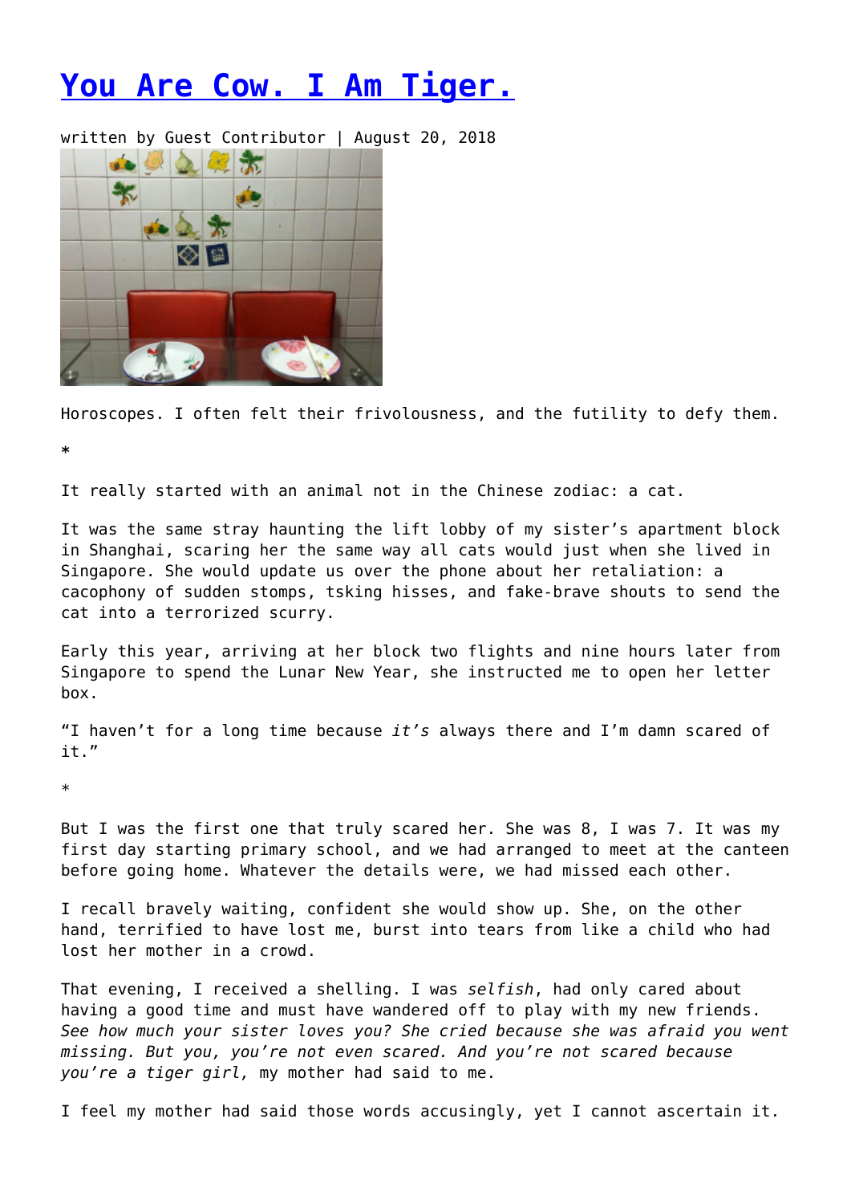# You Are Cow. I Am Tiger.

written by Guest Contributor | August 20, 2018

Horoscopes. I often felt their frivolousness, and the futility to defy them.

*

It really started with an animal not in the Chinese zodiac: a cat.

It was the same stray haunting the lift lobby of my sister's apartment block in Shanghai, scaring her the same way all cats would just when she lived in Singapore. She would update us over the phone about her retaliation: a cacophony of sudden stomps, tsking hisses, and fake-brave shouts to send the cat into a terrorized scurry.

Early this year, arriving at her block two flights and nine hours later from Singapore to spend the Lunar New Year, she instructed me to open her letter box.

"I haven't for a long time because *it's* always there and I'm damn scared of it."

*

But I was the first one that truly scared her. She was 8, I was 7. It was my first day starting primary school, and we had arranged to meet at the canteen before going home. Whatever the details were, we had missed each other.

I recall bravely waiting, confident she would show up. She, on the other hand, terrified to have lost me, burst into tears from like a child who had lost her mother in a crowd.

That evening, I received a shelling. I was *selfish*, had only cared about having a good time and must have wandered off to play with my new friends. *See how much your sister loves you? She cried because she was afraid you went missing. But you, you're not even scared. And you're not scared because you're a tiger girl,* my mother had said to me.

I feel my mother had said those words accusingly, yet I cannot ascertain it.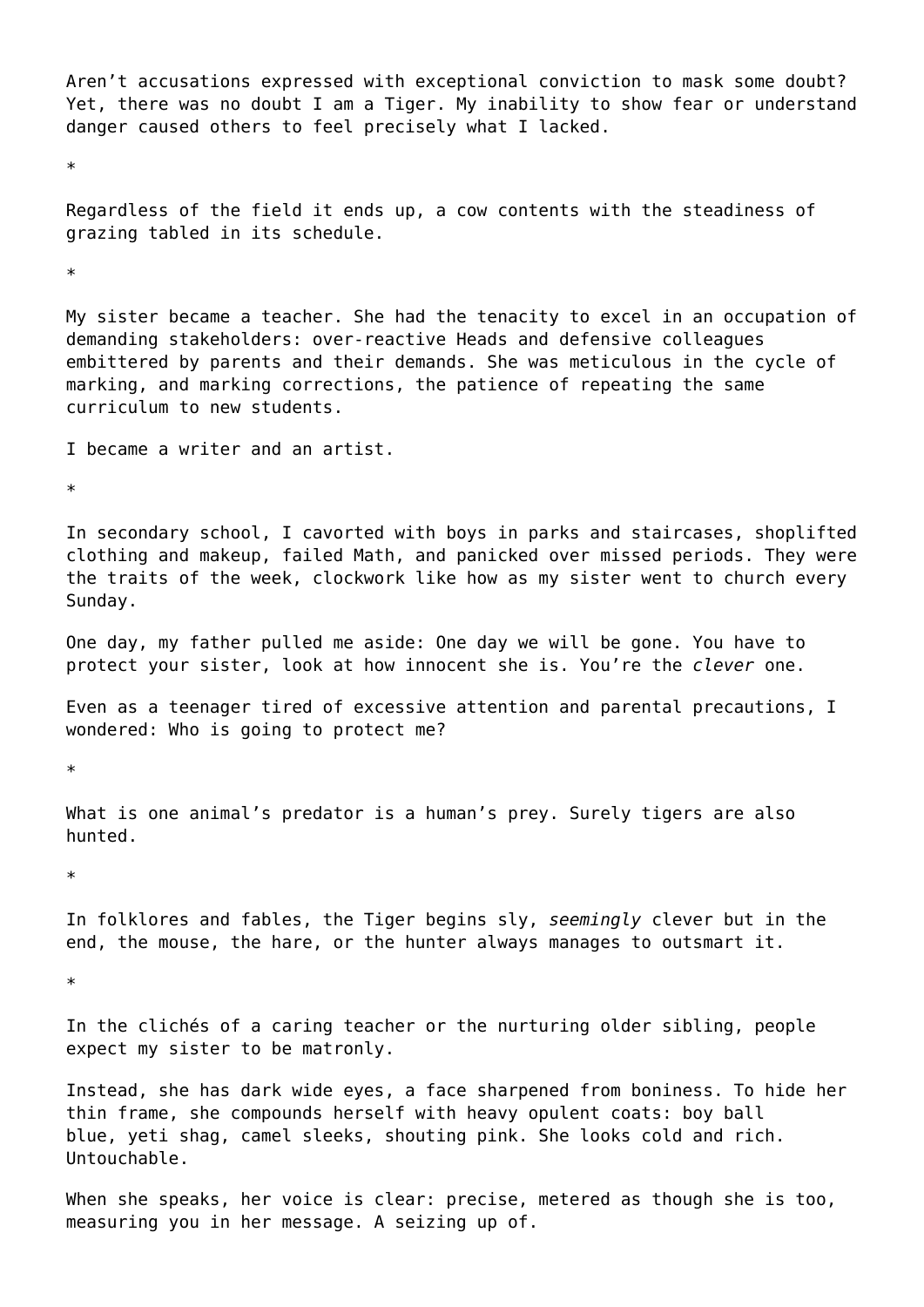Aren’t accusations expressed with exceptional conviction to mask some doubt? Yet, there was no doubt I am a Tiger. My inability to show fear or understand danger caused others to feel precisely what I lacked.

*

Regardless of the field it ends up, a cow contents with the steadiness of grazing tabled in its schedule.

*

My sister became a teacher. She had the tenacity to excel in an occupation of demanding stakeholders: over-reactive Heads and defensive colleagues embittered by parents and their demands. She was meticulous in the cycle of marking, and marking corrections, the patience of repeating the same curriculum to new students.

I became a writer and an artist.

*

In secondary school, I cavorted with boys in parks and staircases, shoplifted clothing and makeup, failed Math, and panicked over missed periods. They were the traits of the week, clockwork like how as my sister went to church every Sunday.

One day, my father pulled me aside: One day we will be gone. You have to protect your sister, look at how innocent she is. You’re the *clever* one.

Even as a teenager tired of excessive attention and parental precautions, I wondered: Who is going to protect me?

*

What is one animal’s predator is a human’s prey. Surely tigers are also hunted.

*

In folklores and fables, the Tiger begins sly, *seemingly* clever but in the end, the mouse, the hare, or the hunter always manages to outsmart it.

*

In the clichés of a caring teacher or the nurturing older sibling, people expect my sister to be matronly.

Instead, she has dark wide eyes, a face sharpened from boniness. To hide her thin frame, she compounds herself with heavy opulent coats: boy ball blue, yeti shag, camel sleeks, shouting pink. She looks cold and rich. Untouchable.

When she speaks, her voice is clear: precise, metered as though she is too, measuring you in her message. A seizing up of.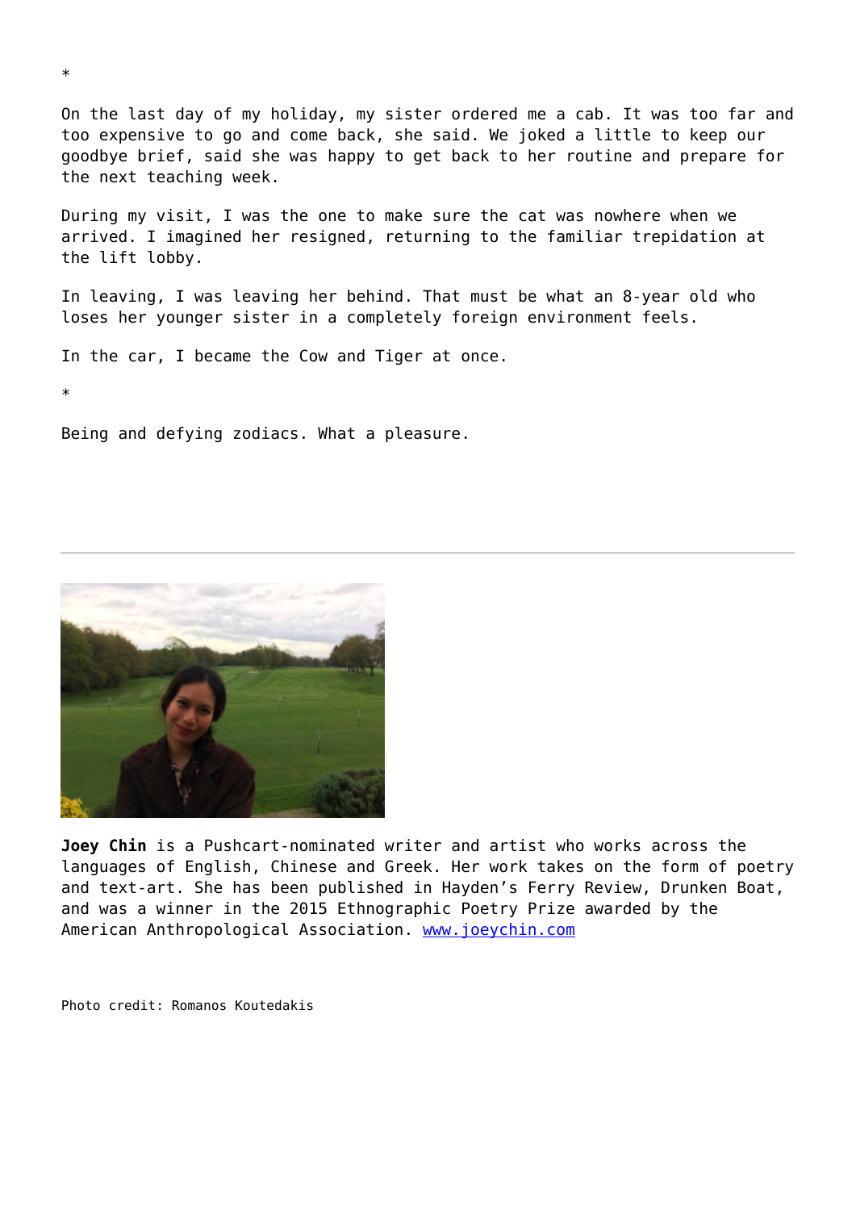*

On the last day of my holiday, my sister ordered me a cab. It was too far and too expensive to go and come back, she said. We joked a little to keep our goodbye brief, said she was happy to get back to her routine and prepare for the next teaching week.

During my visit, I was the one to make sure the cat was nowhere when we arrived. I imagined her resigned, returning to the familiar trepidation at the lift lobby.

In leaving, I was leaving her behind. That must be what an 8-year old who loses her younger sister in a completely foreign environment feels.

In the car, I became the Cow and Tiger at once.

*

Being and defying zodiacs. What a pleasure.

---

**Joey Chin** is a Pushcart-nominated writer and artist who works across the languages of English, Chinese and Greek. Her work takes on the form of poetry and text-art. She has been published in Hayden's Ferry Review, Drunken Boat, and was a winner in the 2015 Ethnographic Poetry Prize awarded by the American Anthropological Association. [www.joeychin.com](http://www.joeychin.com)

Photo credit: Romanos Koutedakis